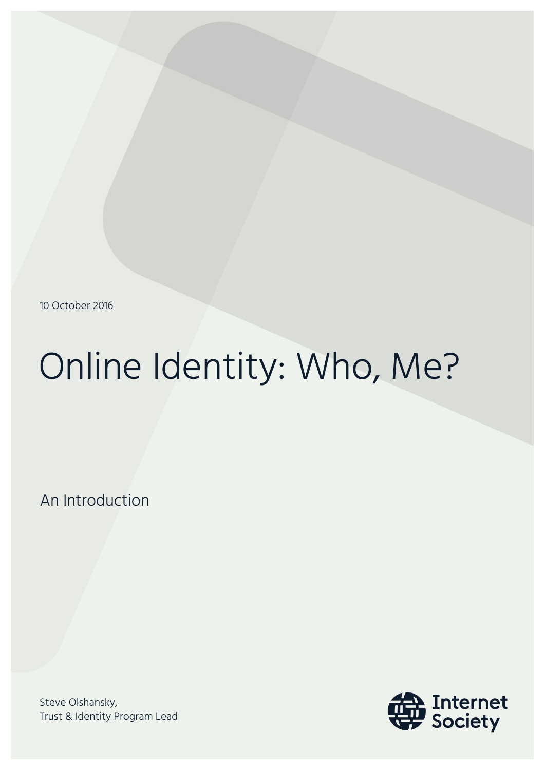10 October 2016

# Online Identity: Who, Me?

## An Introduction

Steve Olshansky,
Trust & Identity Program Lead

Internet Society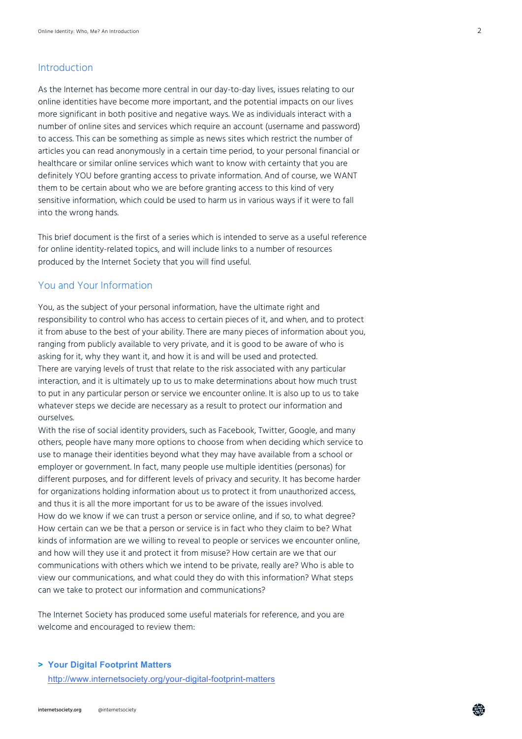## Introduction

As the Internet has become more central in our day-to-day lives, issues relating to our online identities have become more important, and the potential impacts on our lives more significant in both positive and negative ways. We as individuals interact with a number of online sites and services which require an account (username and password) to access. This can be something as simple as news sites which restrict the number of articles you can read anonymously in a certain time period, to your personal financial or healthcare or similar online services which want to know with certainty that you are definitely YOU before granting access to private information. And of course, we WANT them to be certain about who we are before granting access to this kind of very sensitive information, which could be used to harm us in various ways if it were to fall into the wrong hands.

This brief document is the first of a series which is intended to serve as a useful reference for online identity-related topics, and will include links to a number of resources produced by the Internet Society that you will find useful.

## You and Your Information

You, as the subject of your personal information, have the ultimate right and responsibility to control who has access to certain pieces of it, and when, and to protect it from abuse to the best of your ability. There are many pieces of information about you, ranging from publicly available to very private, and it is good to be aware of who is asking for it, why they want it, and how it is and will be used and protected.
There are varying levels of trust that relate to the risk associated with any particular interaction, and it is ultimately up to us to make determinations about how much trust to put in any particular person or service we encounter online. It is also up to us to take whatever steps we decide are necessary as a result to protect our information and ourselves.
With the rise of social identity providers, such as Facebook, Twitter, Google, and many others, people have many more options to choose from when deciding which service to use to manage their identities beyond what they may have available from a school or employer or government. In fact, many people use multiple identities (personas) for different purposes, and for different levels of privacy and security. It has become harder for organizations holding information about us to protect it from unauthorized access, and thus it is all the more important for us to be aware of the issues involved.
How do we know if we can trust a person or service online, and if so, to what degree? How certain can we be that a person or service is in fact who they claim to be? What kinds of information are we willing to reveal to people or services we encounter online, and how will they use it and protect it from misuse? How certain are we that our communications with others which we intend to be private, really are? Who is able to view our communications, and what could they do with this information? What steps can we take to protect our information and communications?

The Internet Society has produced some useful materials for reference, and you are welcome and encouraged to review them:

> **Your Digital Footprint Matters**
> http://www.internetsociety.org/your-digital-footprint-matters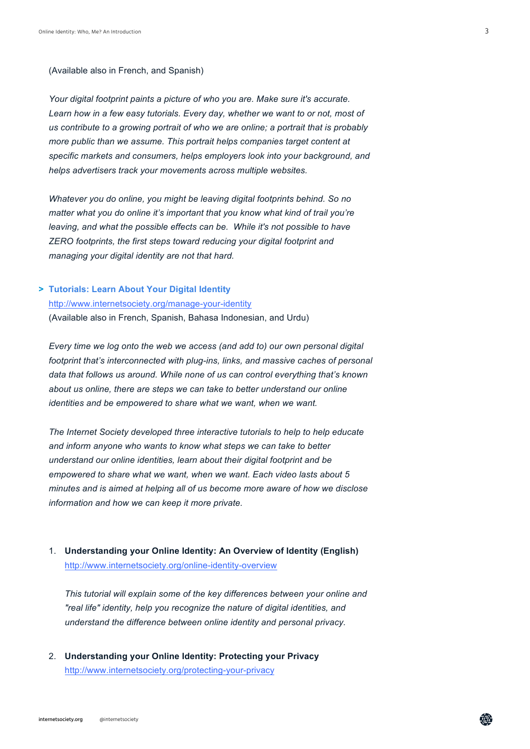(Available also in French, and Spanish)

*Your digital footprint paints a picture of who you are. Make sure it's accurate. Learn how in a few easy tutorials. Every day, whether we want to or not, most of us contribute to a growing portrait of who we are online; a portrait that is probably more public than we assume. This portrait helps companies target content at specific markets and consumers, helps employers look into your background, and helps advertisers track your movements across multiple websites.*

*Whatever you do online, you might be leaving digital footprints behind. So no matter what you do online it's important that you know what kind of trail you're leaving, and what the possible effects can be. While it's not possible to have ZERO footprints, the first steps toward reducing your digital footprint and managing your digital identity are not that hard.*

**> Tutorials: Learn About Your Digital Identity**

http://www.internetsociety.org/manage-your-identity

(Available also in French, Spanish, Bahasa Indonesian, and Urdu)

*Every time we log onto the web we access (and add to) our own personal digital footprint that's interconnected with plug-ins, links, and massive caches of personal data that follows us around. While none of us can control everything that's known about us online, there are steps we can take to better understand our online identities and be empowered to share what we want, when we want.*

*The Internet Society developed three interactive tutorials to help to help educate and inform anyone who wants to know what steps we can take to better understand our online identities, learn about their digital footprint and be empowered to share what we want, when we want. Each video lasts about 5 minutes and is aimed at helping all of us become more aware of how we disclose information and how we can keep it more private.*

1. **Understanding your Online Identity: An Overview of Identity (English)**
   http://www.internetsociety.org/online-identity-overview

   *This tutorial will explain some of the key differences between your online and "real life" identity, help you recognize the nature of digital identities, and understand the difference between online identity and personal privacy.*

2. **Understanding your Online Identity: Protecting your Privacy**
   http://www.internetsociety.org/protecting-your-privacy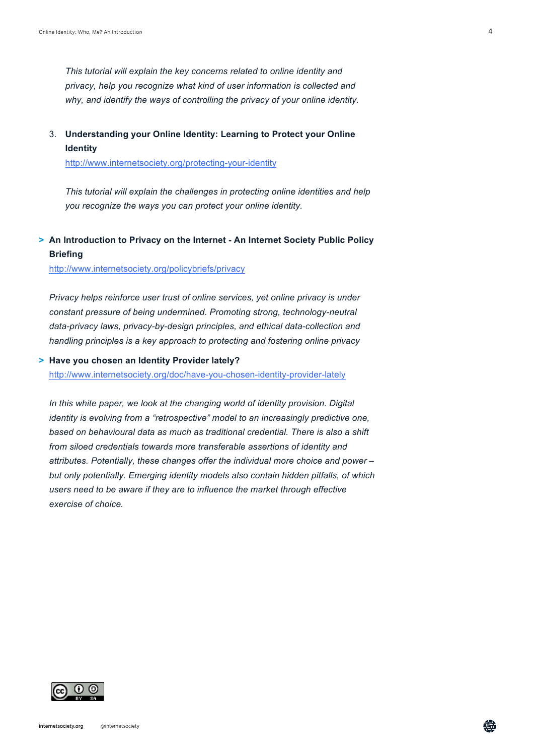*This tutorial will explain the key concerns related to online identity and privacy, help you recognize what kind of user information is collected and why, and identify the ways of controlling the privacy of your online identity.*

3. **Understanding your Online Identity: Learning to Protect your Online Identity**
   http://www.internetsociety.org/protecting-your-identity

   *This tutorial will explain the challenges in protecting online identities and help you recognize the ways you can protect your online identity.*

> **An Introduction to Privacy on the Internet - An Internet Society Public Policy Briefing**
http://www.internetsociety.org/policybriefs/privacy

*Privacy helps reinforce user trust of online services, yet online privacy is under constant pressure of being undermined. Promoting strong, technology-neutral data-privacy laws, privacy-by-design principles, and ethical data-collection and handling principles is a key approach to protecting and fostering online privacy*

> **Have you chosen an Identity Provider lately?**
http://www.internetsociety.org/doc/have-you-chosen-identity-provider-lately

*In this white paper, we look at the changing world of identity provision. Digital identity is evolving from a "retrospective" model to an increasingly predictive one, based on behavioural data as much as traditional credential. There is also a shift from siloed credentials towards more transferable assertions of identity and attributes. Potentially, these changes offer the individual more choice and power – but only potentially. Emerging identity models also contain hidden pitfalls, of which users need to be aware if they are to influence the market through effective exercise of choice.*